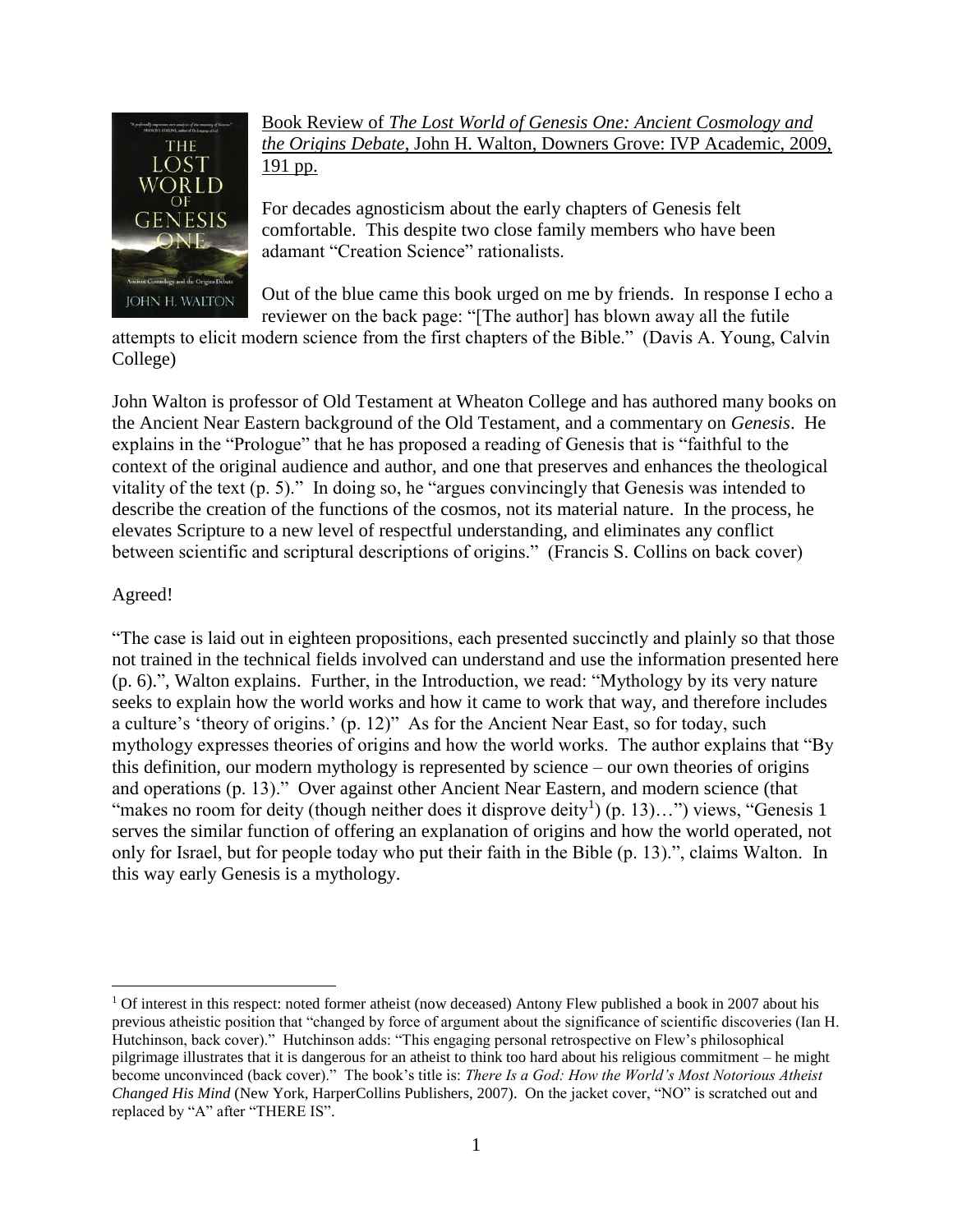Book Review of *The Lost World of Genesis One: Ancient Cosmology and the Origins Debate*, John H. Walton, Downers Grove: IVP Academic, 2009, 191 pp.

For decades agnosticism about the early chapters of Genesis felt comfortable. This despite two close family members who have been adamant "Creation Science" rationalists.

Out of the blue came this book urged on me by friends. In response I echo a reviewer on the back page: "[The author] has blown away all the futile attempts to elicit modern science from the first chapters of the Bible." (Davis A. Young, Calvin College)

John Walton is professor of Old Testament at Wheaton College and has authored many books on the Ancient Near Eastern background of the Old Testament, and a commentary on *Genesis*. He explains in the "Prologue" that he has proposed a reading of Genesis that is "faithful to the context of the original audience and author, and one that preserves and enhances the theological vitality of the text (p. 5)." In doing so, he "argues convincingly that Genesis was intended to describe the creation of the functions of the cosmos, not its material nature. In the process, he elevates Scripture to a new level of respectful understanding, and eliminates any conflict between scientific and scriptural descriptions of origins." (Francis S. Collins on back cover)

Agreed!

"The case is laid out in eighteen propositions, each presented succinctly and plainly so that those not trained in the technical fields involved can understand and use the information presented here (p. 6).", Walton explains. Further, in the Introduction, we read: "Mythology by its very nature seeks to explain how the world works and how it came to work that way, and therefore includes a culture's 'theory of origins.' (p. 12)" As for the Ancient Near East, so for today, such mythology expresses theories of origins and how the world works. The author explains that "By this definition, our modern mythology is represented by science – our own theories of origins and operations (p. 13)." Over against other Ancient Near Eastern, and modern science (that "makes no room for deity (though neither does it disprove deity[1]) (p. 13)…") views, "Genesis 1 serves the similar function of offering an explanation of origins and how the world operated, not only for Israel, but for people today who put their faith in the Bible (p. 13).", claims Walton. In this way early Genesis is a mythology.

---

[1] Of interest in this respect: noted former atheist (now deceased) Antony Flew published a book in 2007 about his previous atheistic position that "changed by force of argument about the significance of scientific discoveries (Ian H. Hutchinson, back cover)." Hutchinson adds: "This engaging personal retrospective on Flew's philosophical pilgrimage illustrates that it is dangerous for an atheist to think too hard about his religious commitment – he might become unconvinced (back cover)." The book's title is: *There Is a God: How the World's Most Notorious Atheist Changed His Mind* (New York, HarperCollins Publishers, 2007). On the jacket cover, "NO" is scratched out and replaced by "A" after "THERE IS".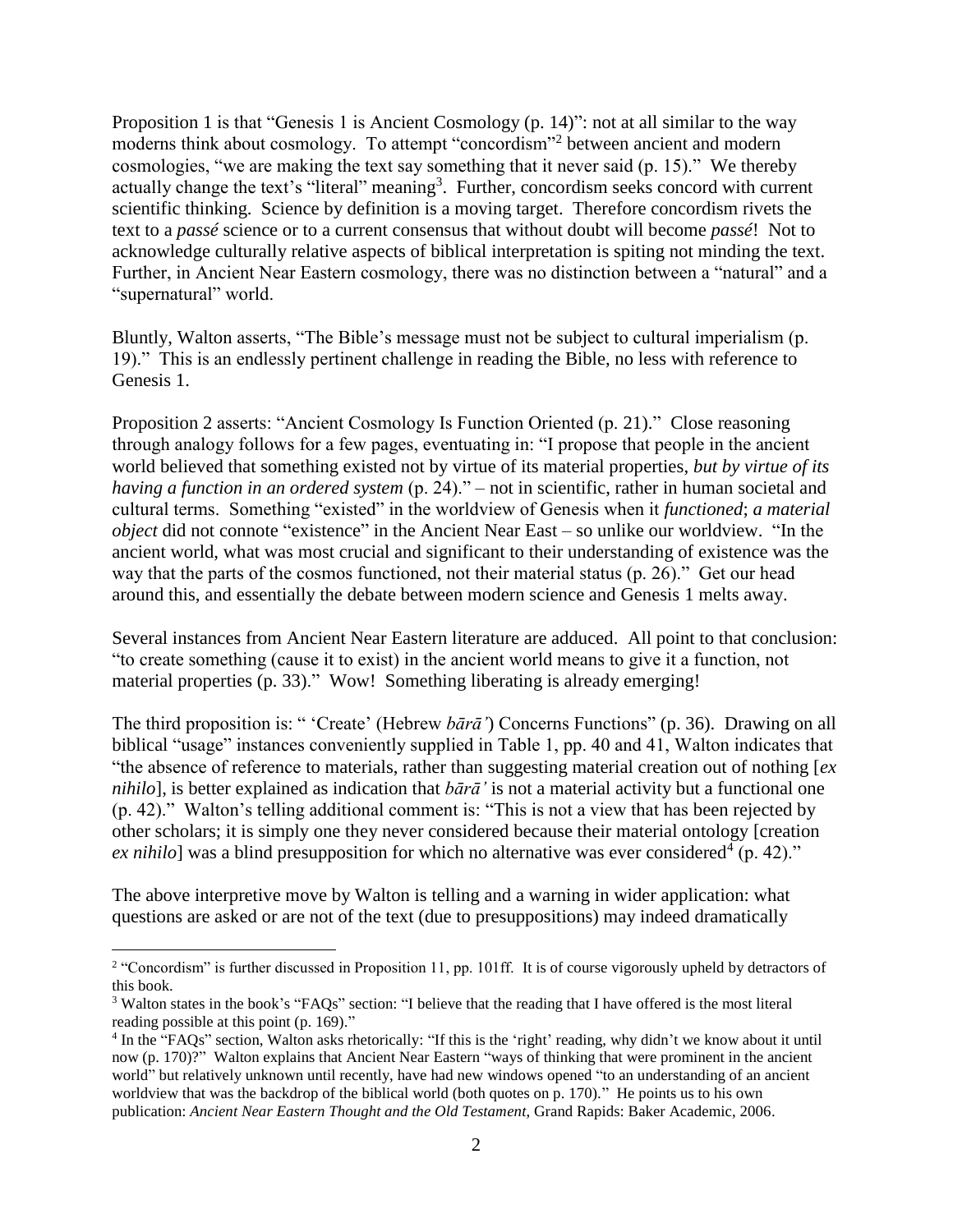Proposition 1 is that “Genesis 1 is Ancient Cosmology (p. 14)”: not at all similar to the way moderns think about cosmology. To attempt “concordism”[2] between ancient and modern cosmologies, “we are making the text say something that it never said (p. 15).” We thereby actually change the text’s “literal” meaning[3]. Further, concordism seeks concord with current scientific thinking. Science by definition is a moving target. Therefore concordism rivets the text to a *passé* science or to a current consensus that without doubt will become *passé*! Not to acknowledge culturally relative aspects of biblical interpretation is spiting not minding the text. Further, in Ancient Near Eastern cosmology, there was no distinction between a “natural” and a “supernatural” world.

Bluntly, Walton asserts, “The Bible’s message must not be subject to cultural imperialism (p. 19).” This is an endlessly pertinent challenge in reading the Bible, no less with reference to Genesis 1.

Proposition 2 asserts: “Ancient Cosmology Is Function Oriented (p. 21).” Close reasoning through analogy follows for a few pages, eventuating in: “I propose that people in the ancient world believed that something existed not by virtue of its material properties, *but by virtue of its having a function in an ordered system* (p. 24).” – not in scientific, rather in human societal and cultural terms. Something “existed” in the worldview of Genesis when it *functioned*; *a material object* did not connote “existence” in the Ancient Near East – so unlike our worldview. “In the ancient world, what was most crucial and significant to their understanding of existence was the way that the parts of the cosmos functioned, not their material status (p. 26).” Get our head around this, and essentially the debate between modern science and Genesis 1 melts away.

Several instances from Ancient Near Eastern literature are adduced. All point to that conclusion: “to create something (cause it to exist) in the ancient world means to give it a function, not material properties (p. 33).” Wow! Something liberating is already emerging!

The third proposition is: “ ‘Create’ (Hebrew *bārāʾ*) Concerns Functions” (p. 36). Drawing on all biblical “usage” instances conveniently supplied in Table 1, pp. 40 and 41, Walton indicates that “the absence of reference to materials, rather than suggesting material creation out of nothing [*ex nihilo*], is better explained as indication that *bārāʾ* is not a material activity but a functional one (p. 42).” Walton’s telling additional comment is: “This is not a view that has been rejected by other scholars; it is simply one they never considered because their material ontology [creation *ex nihilo*] was a blind presupposition for which no alternative was ever considered[4] (p. 42).”

The above interpretive move by Walton is telling and a warning in wider application: what questions are asked or are not of the text (due to presuppositions) may indeed dramatically

---

[2] “Concordism” is further discussed in Proposition 11, pp. 101ff. It is of course vigorously upheld by detractors of this book.

[3] Walton states in the book’s “FAQs” section: “I believe that the reading that I have offered is the most literal reading possible at this point (p. 169).”

[4] In the “FAQs” section, Walton asks rhetorically: “If this is the ‘right’ reading, why didn’t we know about it until now (p. 170)?” Walton explains that Ancient Near Eastern “ways of thinking that were prominent in the ancient world” but relatively unknown until recently, have had new windows opened “to an understanding of an ancient worldview that was the backdrop of the biblical world (both quotes on p. 170).” He points us to his own publication: *Ancient Near Eastern Thought and the Old Testament*, Grand Rapids: Baker Academic, 2006.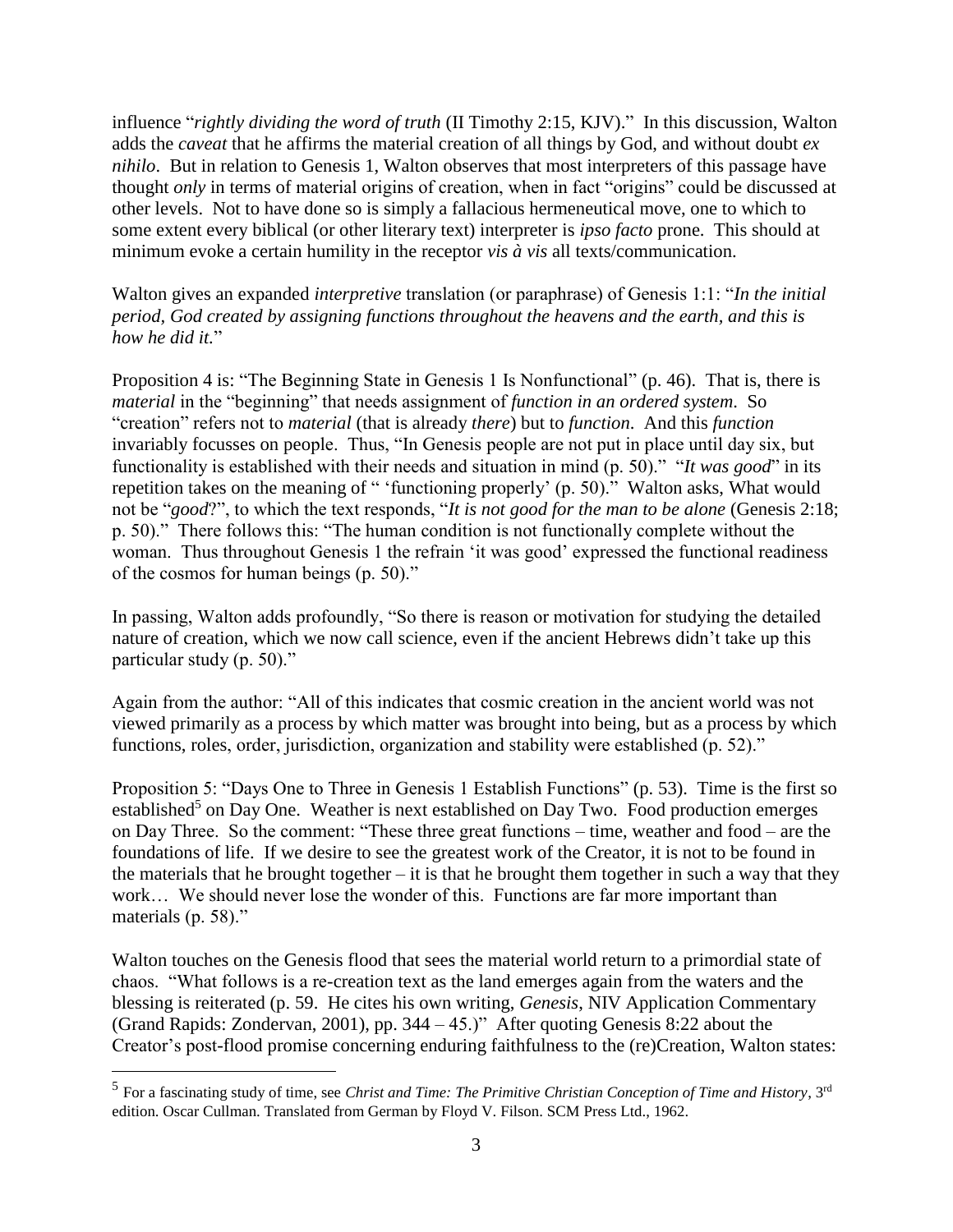influence "*rightly dividing the word of truth* (II Timothy 2:15, KJV)." In this discussion, Walton adds the *caveat* that he affirms the material creation of all things by God, and without doubt *ex nihilo*. But in relation to Genesis 1, Walton observes that most interpreters of this passage have thought *only* in terms of material origins of creation, when in fact "origins" could be discussed at other levels. Not to have done so is simply a fallacious hermeneutical move, one to which to some extent every biblical (or other literary text) interpreter is *ipso facto* prone. This should at minimum evoke a certain humility in the receptor *vis à vis* all texts/communication.

Walton gives an expanded *interpretive* translation (or paraphrase) of Genesis 1:1: "*In the initial period, God created by assigning functions throughout the heavens and the earth, and this is how he did it.*"

Proposition 4 is: "The Beginning State in Genesis 1 Is Nonfunctional" (p. 46). That is, there is *material* in the "beginning" that needs assignment of *function in an ordered system*. So "creation" refers not to *material* (that is already *there*) but to *function*. And this *function* invariably focusses on people. Thus, "In Genesis people are not put in place until day six, but functionality is established with their needs and situation in mind (p. 50)." "*It was good*" in its repetition takes on the meaning of " 'functioning properly' (p. 50)." Walton asks, What would not be "*good*?", to which the text responds, "*It is not good for the man to be alone* (Genesis 2:18; p. 50)." There follows this: "The human condition is not functionally complete without the woman. Thus throughout Genesis 1 the refrain 'it was good' expressed the functional readiness of the cosmos for human beings (p. 50)."

In passing, Walton adds profoundly, "So there is reason or motivation for studying the detailed nature of creation, which we now call science, even if the ancient Hebrews didn't take up this particular study (p. 50)."

Again from the author: "All of this indicates that cosmic creation in the ancient world was not viewed primarily as a process by which matter was brought into being, but as a process by which functions, roles, order, jurisdiction, organization and stability were established (p. 52)."

Proposition 5: "Days One to Three in Genesis 1 Establish Functions" (p. 53). Time is the first so established[5] on Day One. Weather is next established on Day Two. Food production emerges on Day Three. So the comment: "These three great functions – time, weather and food – are the foundations of life. If we desire to see the greatest work of the Creator, it is not to be found in the materials that he brought together – it is that he brought them together in such a way that they work… We should never lose the wonder of this. Functions are far more important than materials (p. 58)."

Walton touches on the Genesis flood that sees the material world return to a primordial state of chaos. "What follows is a re-creation text as the land emerges again from the waters and the blessing is reiterated (p. 59. He cites his own writing, *Genesis*, NIV Application Commentary (Grand Rapids: Zondervan, 2001), pp. 344 – 45.)" After quoting Genesis 8:22 about the Creator's post-flood promise concerning enduring faithfulness to the (re)Creation, Walton states:

---

[5] For a fascinating study of time, see *Christ and Time: The Primitive Christian Conception of Time and History*, 3rd edition. Oscar Cullman. Translated from German by Floyd V. Filson. SCM Press Ltd., 1962.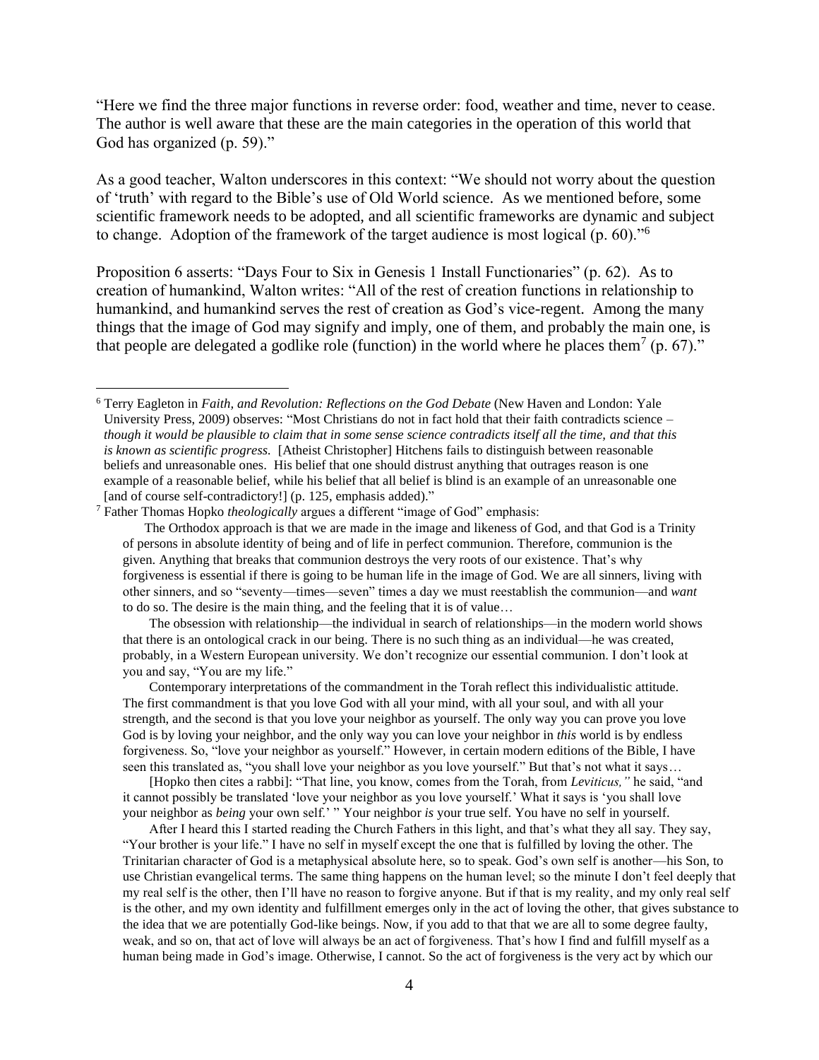"Here we find the three major functions in reverse order: food, weather and time, never to cease. The author is well aware that these are the main categories in the operation of this world that God has organized (p. 59)."

As a good teacher, Walton underscores in this context: "We should not worry about the question of 'truth' with regard to the Bible's use of Old World science. As we mentioned before, some scientific framework needs to be adopted, and all scientific frameworks are dynamic and subject to change. Adoption of the framework of the target audience is most logical (p. 60)."[6]

Proposition 6 asserts: "Days Four to Six in Genesis 1 Install Functionaries" (p. 62). As to creation of humankind, Walton writes: "All of the rest of creation functions in relationship to humankind, and humankind serves the rest of creation as God's vice-regent. Among the many things that the image of God may signify and imply, one of them, and probably the main one, is that people are delegated a godlike role (function) in the world where he places them[7] (p. 67)."

---

[6] Terry Eagleton in *Faith, and Revolution: Reflections on the God Debate* (New Haven and London: Yale University Press, 2009) observes: "Most Christians do not in fact hold that their faith contradicts science – *though it would be plausible to claim that in some sense science contradicts itself all the time, and that this is known as scientific progress.* [Atheist Christopher] Hitchens fails to distinguish between reasonable beliefs and unreasonable ones. His belief that one should distrust anything that outrages reason is one example of a reasonable belief, while his belief that all belief is blind is an example of an unreasonable one [and of course self-contradictory!] (p. 125, emphasis added)."

[7] Father Thomas Hopko *theologically* argues a different "image of God" emphasis:

> The Orthodox approach is that we are made in the image and likeness of God, and that God is a Trinity of persons in absolute identity of being and of life in perfect communion. Therefore, communion is the given. Anything that breaks that communion destroys the very roots of our existence. That's why forgiveness is essential if there is going to be human life in the image of God. We are all sinners, living with other sinners, and so "seventy—times—seven" times a day we must reestablish the communion—and *want* to do so. The desire is the main thing, and the feeling that it is of value…
>
> The obsession with relationship—the individual in search of relationships—in the modern world shows that there is an ontological crack in our being. There is no such thing as an individual—he was created, probably, in a Western European university. We don't recognize our essential communion. I don't look at you and say, "You are my life."
>
> Contemporary interpretations of the commandment in the Torah reflect this individualistic attitude. The first commandment is that you love God with all your mind, with all your soul, and with all your strength, and the second is that you love your neighbor as yourself. The only way you can prove you love God is by loving your neighbor, and the only way you can love your neighbor in *this* world is by endless forgiveness. So, "love your neighbor as yourself." However, in certain modern editions of the Bible, I have seen this translated as, "you shall love your neighbor as you love yourself." But that's not what it says…
>
> [Hopko then cites a rabbi]: "That line, you know, comes from the Torah, from *Leviticus,"* he said, "and it cannot possibly be translated 'love your neighbor as you love yourself.' What it says is 'you shall love your neighbor as *being* your own self.' " Your neighbor *is* your true self. You have no self in yourself.
>
> After I heard this I started reading the Church Fathers in this light, and that's what they all say. They say, "Your brother is your life." I have no self in myself except the one that is fulfilled by loving the other. The Trinitarian character of God is a metaphysical absolute here, so to speak. God's own self is another—his Son, to use Christian evangelical terms. The same thing happens on the human level; so the minute I don't feel deeply that my real self is the other, then I'll have no reason to forgive anyone. But if that is my reality, and my only real self is the other, and my own identity and fulfillment emerges only in the act of loving the other, that gives substance to the idea that we are potentially God-like beings. Now, if you add to that that we are all to some degree faulty, weak, and so on, that act of love will always be an act of forgiveness. That's how I find and fulfill myself as a human being made in God's image. Otherwise, I cannot. So the act of forgiveness is the very act by which our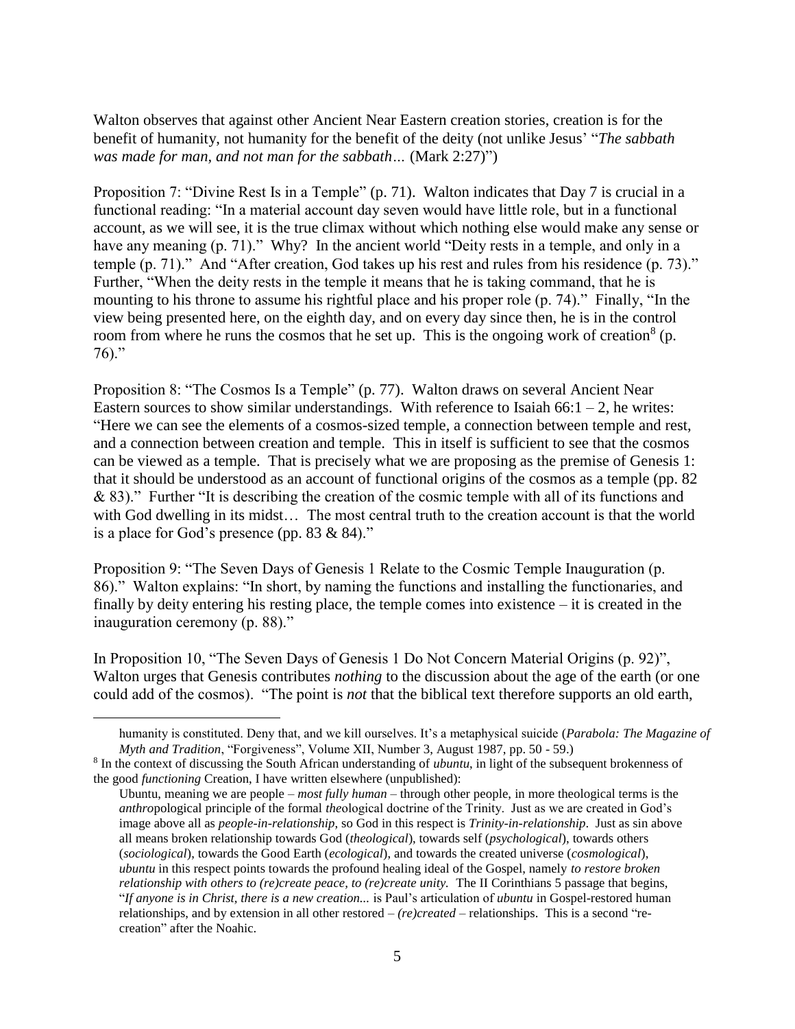Walton observes that against other Ancient Near Eastern creation stories, creation is for the benefit of humanity, not humanity for the benefit of the deity (not unlike Jesus' "*The sabbath was made for man, and not man for the sabbath…* (Mark 2:27)")

Proposition 7: "Divine Rest Is in a Temple" (p. 71). Walton indicates that Day 7 is crucial in a functional reading: "In a material account day seven would have little role, but in a functional account, as we will see, it is the true climax without which nothing else would make any sense or have any meaning (p. 71)." Why? In the ancient world "Deity rests in a temple, and only in a temple (p. 71)." And "After creation, God takes up his rest and rules from his residence (p. 73)." Further, "When the deity rests in the temple it means that he is taking command, that he is mounting to his throne to assume his rightful place and his proper role (p. 74)." Finally, "In the view being presented here, on the eighth day, and on every day since then, he is in the control room from where he runs the cosmos that he set up. This is the ongoing work of creation[8] (p. 76)."

Proposition 8: "The Cosmos Is a Temple" (p. 77). Walton draws on several Ancient Near Eastern sources to show similar understandings. With reference to Isaiah 66:1 – 2, he writes: "Here we can see the elements of a cosmos-sized temple, a connection between temple and rest, and a connection between creation and temple. This in itself is sufficient to see that the cosmos can be viewed as a temple. That is precisely what we are proposing as the premise of Genesis 1: that it should be understood as an account of functional origins of the cosmos as a temple (pp. 82 & 83)." Further "It is describing the creation of the cosmic temple with all of its functions and with God dwelling in its midst… The most central truth to the creation account is that the world is a place for God's presence (pp. 83 & 84)."

Proposition 9: "The Seven Days of Genesis 1 Relate to the Cosmic Temple Inauguration (p. 86)." Walton explains: "In short, by naming the functions and installing the functionaries, and finally by deity entering his resting place, the temple comes into existence – it is created in the inauguration ceremony (p. 88)."

In Proposition 10, "The Seven Days of Genesis 1 Do Not Concern Material Origins (p. 92)", Walton urges that Genesis contributes *nothing* to the discussion about the age of the earth (or one could add of the cosmos). "The point is *not* that the biblical text therefore supports an old earth,

---

humanity is constituted. Deny that, and we kill ourselves. It's a metaphysical suicide (*Parabola: The Magazine of Myth and Tradition*, "Forgiveness", Volume XII, Number 3, August 1987, pp. 50 - 59.)

[8] In the context of discussing the South African understanding of *ubuntu*, in light of the subsequent brokenness of the good *functioning* Creation, I have written elsewhere (unpublished):

> Ubuntu, meaning we are people – *most fully human* – through other people, in more theological terms is the *anthro*pological principle of the formal *theo*logical doctrine of the Trinity. Just as we are created in God's image above all as *people-in-relationship*, so God in this respect is *Trinity-in-relationship*. Just as sin above all means broken relationship towards God (*theological*), towards self (*psychological*), towards others (*sociological*), towards the Good Earth (*ecological*), and towards the created universe (*cosmological*), *ubuntu* in this respect points towards the profound healing ideal of the Gospel, namely *to restore broken relationship with others to (re)create peace, to (re)create unity.* The II Corinthians 5 passage that begins, "*If anyone is in Christ, there is a new creation...* is Paul's articulation of *ubuntu* in Gospel-restored human relationships, and by extension in all other restored – *(re)created* – relationships. This is a second "re-creation" after the Noahic.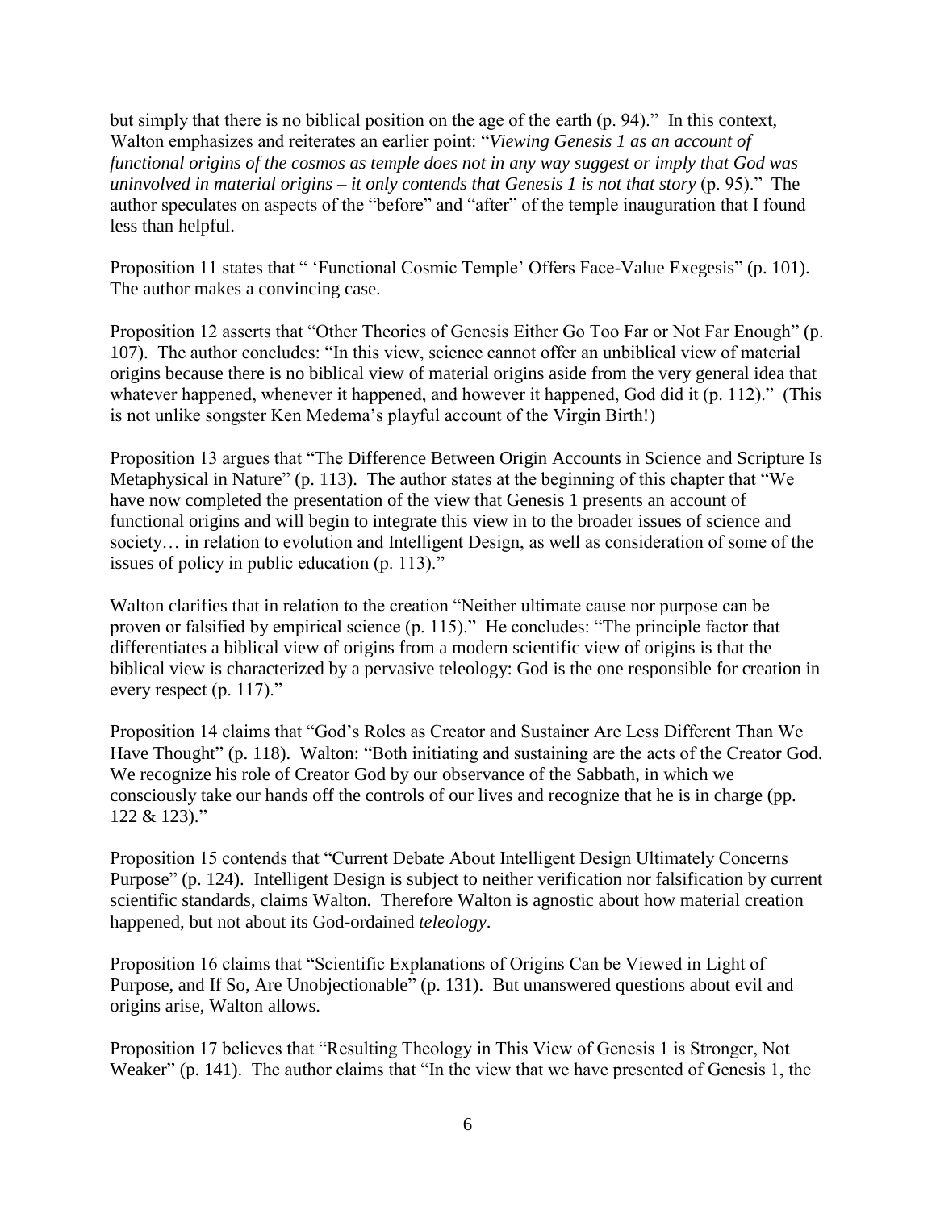but simply that there is no biblical position on the age of the earth (p. 94)." In this context, Walton emphasizes and reiterates an earlier point: "*Viewing Genesis 1 as an account of functional origins of the cosmos as temple does not in any way suggest or imply that God was uninvolved in material origins – it only contends that Genesis 1 is not that story* (p. 95)." The author speculates on aspects of the "before" and "after" of the temple inauguration that I found less than helpful.

Proposition 11 states that " 'Functional Cosmic Temple' Offers Face-Value Exegesis" (p. 101). The author makes a convincing case.

Proposition 12 asserts that "Other Theories of Genesis Either Go Too Far or Not Far Enough" (p. 107). The author concludes: "In this view, science cannot offer an unbiblical view of material origins because there is no biblical view of material origins aside from the very general idea that whatever happened, whenever it happened, and however it happened, God did it (p. 112)." (This is not unlike songster Ken Medema's playful account of the Virgin Birth!)

Proposition 13 argues that "The Difference Between Origin Accounts in Science and Scripture Is Metaphysical in Nature" (p. 113). The author states at the beginning of this chapter that "We have now completed the presentation of the view that Genesis 1 presents an account of functional origins and will begin to integrate this view in to the broader issues of science and society… in relation to evolution and Intelligent Design, as well as consideration of some of the issues of policy in public education (p. 113)."

Walton clarifies that in relation to the creation "Neither ultimate cause nor purpose can be proven or falsified by empirical science (p. 115)." He concludes: "The principle factor that differentiates a biblical view of origins from a modern scientific view of origins is that the biblical view is characterized by a pervasive teleology: God is the one responsible for creation in every respect (p. 117)."

Proposition 14 claims that "God's Roles as Creator and Sustainer Are Less Different Than We Have Thought" (p. 118). Walton: "Both initiating and sustaining are the acts of the Creator God. We recognize his role of Creator God by our observance of the Sabbath, in which we consciously take our hands off the controls of our lives and recognize that he is in charge (pp. 122 & 123)."

Proposition 15 contends that "Current Debate About Intelligent Design Ultimately Concerns Purpose" (p. 124). Intelligent Design is subject to neither verification nor falsification by current scientific standards, claims Walton. Therefore Walton is agnostic about how material creation happened, but not about its God-ordained *teleology*.

Proposition 16 claims that "Scientific Explanations of Origins Can be Viewed in Light of Purpose, and If So, Are Unobjectionable" (p. 131). But unanswered questions about evil and origins arise, Walton allows.

Proposition 17 believes that "Resulting Theology in This View of Genesis 1 is Stronger, Not Weaker" (p. 141). The author claims that "In the view that we have presented of Genesis 1, the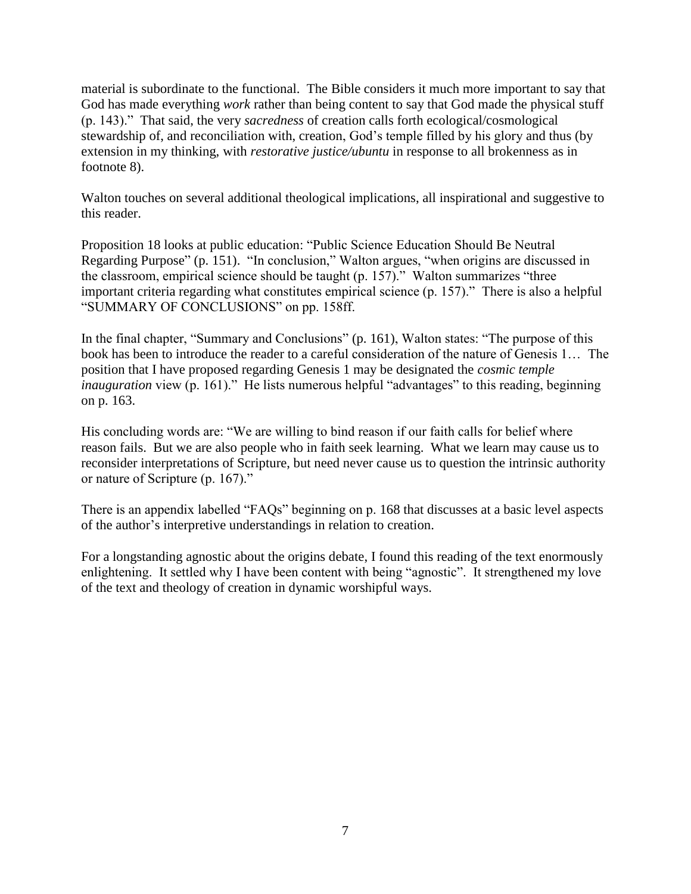material is subordinate to the functional. The Bible considers it much more important to say that God has made everything *work* rather than being content to say that God made the physical stuff (p. 143)." That said, the very *sacredness* of creation calls forth ecological/cosmological stewardship of, and reconciliation with, creation, God's temple filled by his glory and thus (by extension in my thinking, with *restorative justice/ubuntu* in response to all brokenness as in footnote 8).

Walton touches on several additional theological implications, all inspirational and suggestive to this reader.

Proposition 18 looks at public education: "Public Science Education Should Be Neutral Regarding Purpose" (p. 151). "In conclusion," Walton argues, "when origins are discussed in the classroom, empirical science should be taught (p. 157)." Walton summarizes "three important criteria regarding what constitutes empirical science (p. 157)." There is also a helpful "SUMMARY OF CONCLUSIONS" on pp. 158ff.

In the final chapter, "Summary and Conclusions" (p. 161), Walton states: "The purpose of this book has been to introduce the reader to a careful consideration of the nature of Genesis 1… The position that I have proposed regarding Genesis 1 may be designated the *cosmic temple inauguration* view (p. 161)." He lists numerous helpful "advantages" to this reading, beginning on p. 163.

His concluding words are: "We are willing to bind reason if our faith calls for belief where reason fails. But we are also people who in faith seek learning. What we learn may cause us to reconsider interpretations of Scripture, but need never cause us to question the intrinsic authority or nature of Scripture (p. 167)."

There is an appendix labelled "FAQs" beginning on p. 168 that discusses at a basic level aspects of the author's interpretive understandings in relation to creation.

For a longstanding agnostic about the origins debate, I found this reading of the text enormously enlightening. It settled why I have been content with being "agnostic". It strengthened my love of the text and theology of creation in dynamic worshipful ways.